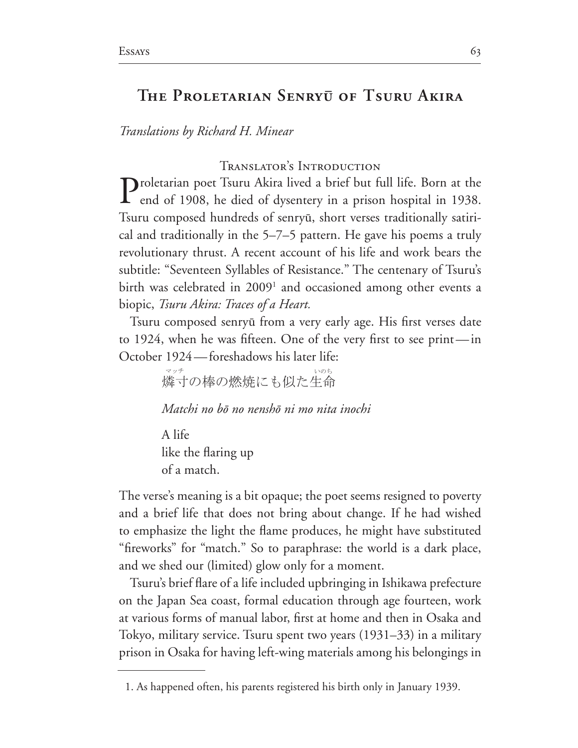# The Proletarian Senryū of Tsuru Akira

*Translations by Richard H. Minear*

## Translator's Introduction

Proletarian poet Tsuru Akira lived a brief but full life. Born at the end of 1908, he died of dysentery in a prison hospital in 1938. Tsuru composed hundreds of senryū, short verses traditionally satirical and traditionally in the 5–7–5 pattern. He gave his poems a truly revolutionary thrust. A recent account of his life and work bears the subtitle: "Seventeen Syllables of Resistance." The centenary of Tsuru's birth was celebrated in 2009[1] and occasioned among other events a biopic, *Tsuru Akira: Traces of a Heart.*

Tsuru composed senryū from a very early age. His first verses date to 1924, when he was fifteen. One of the very first to see print—in October 1924—foreshadows his later life:

> 燐寸(マッチ)の棒の燃焼にも似た生命(いのち)
>
> *Matchi no bō no nenshō ni mo nita inochi*
>
> A life
> like the flaring up
> of a match.

The verse's meaning is a bit opaque; the poet seems resigned to poverty and a brief life that does not bring about change. If he had wished to emphasize the light the flame produces, he might have substituted "fireworks" for "match." So to paraphrase: the world is a dark place, and we shed our (limited) glow only for a moment.

Tsuru's brief flare of a life included upbringing in Ishikawa prefecture on the Japan Sea coast, formal education through age fourteen, work at various forms of manual labor, first at home and then in Osaka and Tokyo, military service. Tsuru spent two years (1931–33) in a military prison in Osaka for having left-wing materials among his belongings in

---

1. As happened often, his parents registered his birth only in January 1939.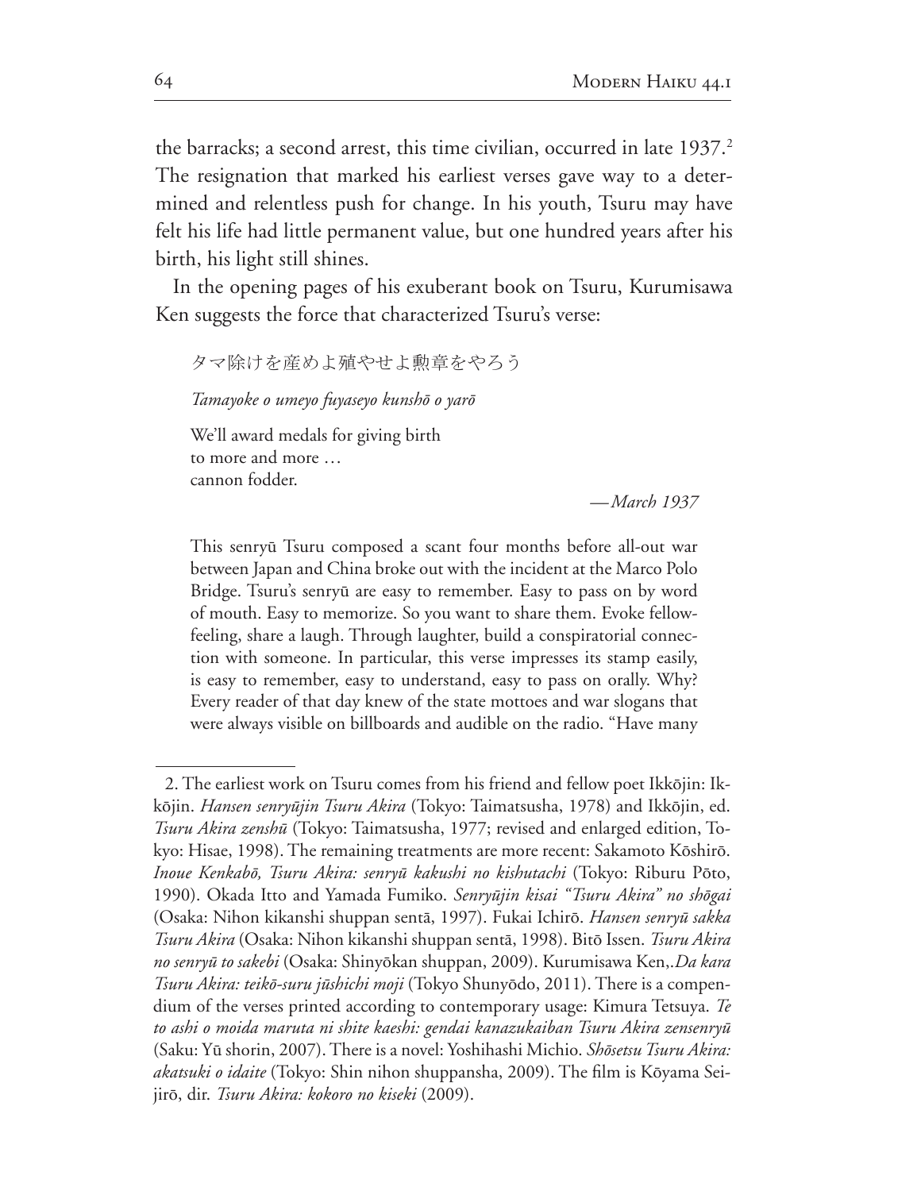the barracks; a second arrest, this time civilian, occurred in late 1937.[2] The resignation that marked his earliest verses gave way to a determined and relentless push for change. In his youth, Tsuru may have felt his life had little permanent value, but one hundred years after his birth, his light still shines.

In the opening pages of his exuberant book on Tsuru, Kurumisawa Ken suggests the force that characterized Tsuru's verse:

> タマ除けを産めよ殖やせよ勲章をやろう
>
> *Tamayoke o umeyo fuyaseyo kunshō o yarō*
>
> We'll award medals for giving birth
> to more and more …
> cannon fodder.
>
> —*March 1937*
>
> This senryū Tsuru composed a scant four months before all-out war between Japan and China broke out with the incident at the Marco Polo Bridge. Tsuru's senryū are easy to remember. Easy to pass on by word of mouth. Easy to memorize. So you want to share them. Evoke fellow-feeling, share a laugh. Through laughter, build a conspiratorial connection with someone. In particular, this verse impresses its stamp easily, is easy to remember, easy to understand, easy to pass on orally. Why? Every reader of that day knew of the state mottoes and war slogans that were always visible on billboards and audible on the radio. "Have many

---

2. The earliest work on Tsuru comes from his friend and fellow poet Ikkōjin: Ikkōjin. *Hansen senryūjin Tsuru Akira* (Tokyo: Taimatsusha, 1978) and Ikkōjin, ed. *Tsuru Akira zenshū* (Tokyo: Taimatsusha, 1977; revised and enlarged edition, Tokyo: Hisae, 1998). The remaining treatments are more recent: Sakamoto Kōshirō. *Inoue Kenkabō, Tsuru Akira: senryū kakushi no kishutachi* (Tokyo: Riburu Pōto, 1990). Okada Itto and Yamada Fumiko. *Senryūjin kisai "Tsuru Akira" no shōgai* (Osaka: Nihon kikanshi shuppan sentā, 1997). Fukai Ichirō. *Hansen senryū sakka Tsuru Akira* (Osaka: Nihon kikanshi shuppan sentā, 1998). Bitō Issen. *Tsuru Akira no senryū to sakebi* (Osaka: Shinyōkan shuppan, 2009). Kurumisawa Ken,.*Da kara Tsuru Akira: teikō-suru jūshichi moji* (Tokyo Shunyōdo, 2011). There is a compendium of the verses printed according to contemporary usage: Kimura Tetsuya. *Te to ashi o moida maruta ni shite kaeshi: gendai kanazukaiban Tsuru Akira zensenryū* (Saku: Yū shorin, 2007). There is a novel: Yoshihashi Michio. *Shōsetsu Tsuru Akira: akatsuki o idaite* (Tokyo: Shin nihon shuppansha, 2009). The film is Kōyama Seijirō, dir. *Tsuru Akira: kokoro no kiseki* (2009).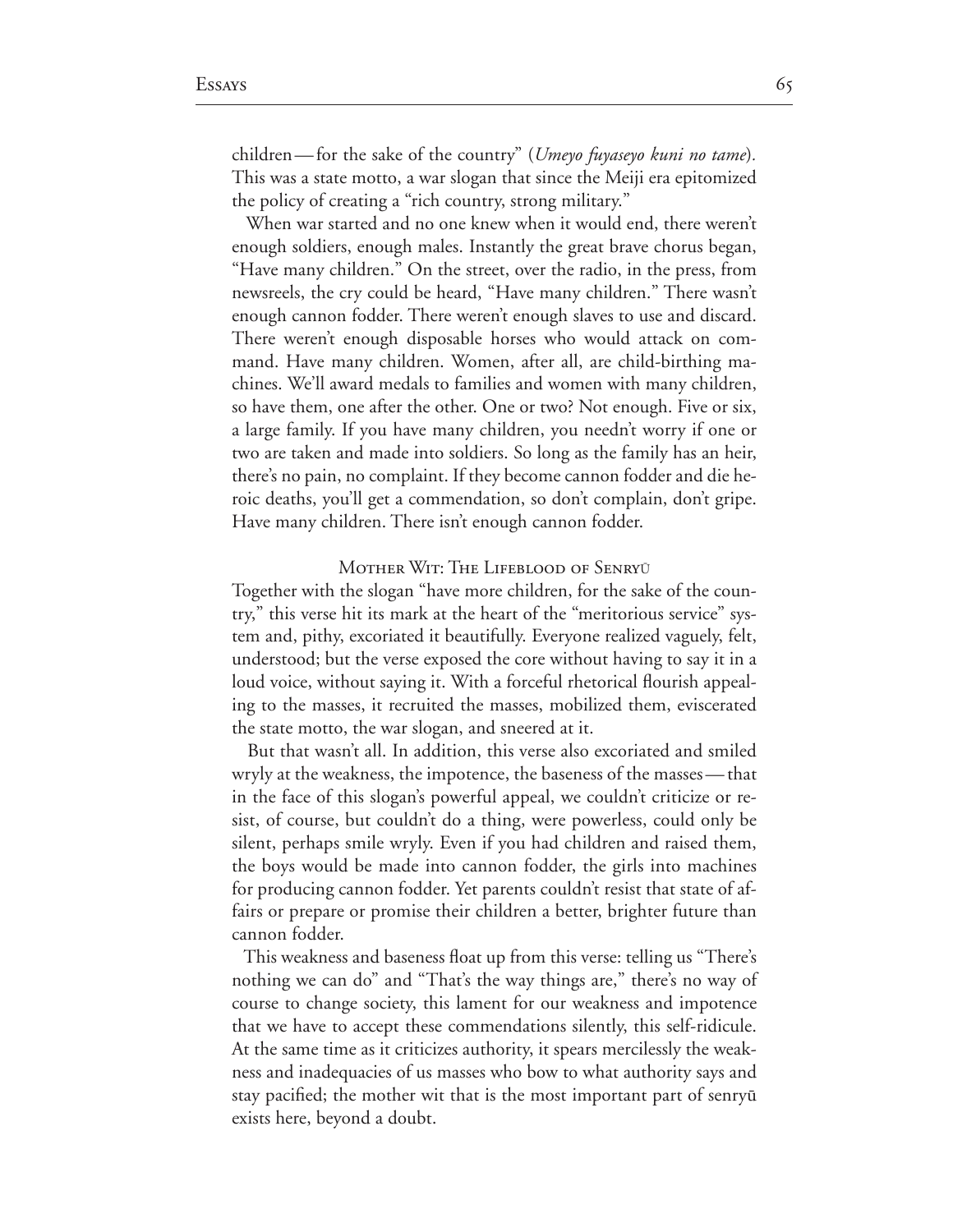children — for the sake of the country" (*Umeyo fuyaseyo kuni no tame*). This was a state motto, a war slogan that since the Meiji era epitomized the policy of creating a "rich country, strong military."

When war started and no one knew when it would end, there weren't enough soldiers, enough males. Instantly the great brave chorus began, "Have many children." On the street, over the radio, in the press, from newsreels, the cry could be heard, "Have many children." There wasn't enough cannon fodder. There weren't enough slaves to use and discard. There weren't enough disposable horses who would attack on command. Have many children. Women, after all, are child-birthing machines. We'll award medals to families and women with many children, so have them, one after the other. One or two? Not enough. Five or six, a large family. If you have many children, you needn't worry if one or two are taken and made into soldiers. So long as the family has an heir, there's no pain, no complaint. If they become cannon fodder and die heroic deaths, you'll get a commendation, so don't complain, don't gripe. Have many children. There isn't enough cannon fodder.

## Mother Wit: The Lifeblood of Senryū

Together with the slogan "have more children, for the sake of the country," this verse hit its mark at the heart of the "meritorious service" system and, pithy, excoriated it beautifully. Everyone realized vaguely, felt, understood; but the verse exposed the core without having to say it in a loud voice, without saying it. With a forceful rhetorical flourish appealing to the masses, it recruited the masses, mobilized them, eviscerated the state motto, the war slogan, and sneered at it.

But that wasn't all. In addition, this verse also excoriated and smiled wryly at the weakness, the impotence, the baseness of the masses — that in the face of this slogan's powerful appeal, we couldn't criticize or resist, of course, but couldn't do a thing, were powerless, could only be silent, perhaps smile wryly. Even if you had children and raised them, the boys would be made into cannon fodder, the girls into machines for producing cannon fodder. Yet parents couldn't resist that state of affairs or prepare or promise their children a better, brighter future than cannon fodder.

This weakness and baseness float up from this verse: telling us "There's nothing we can do" and "That's the way things are," there's no way of course to change society, this lament for our weakness and impotence that we have to accept these commendations silently, this self-ridicule. At the same time as it criticizes authority, it spears mercilessly the weakness and inadequacies of us masses who bow to what authority says and stay pacified; the mother wit that is the most important part of senryū exists here, beyond a doubt.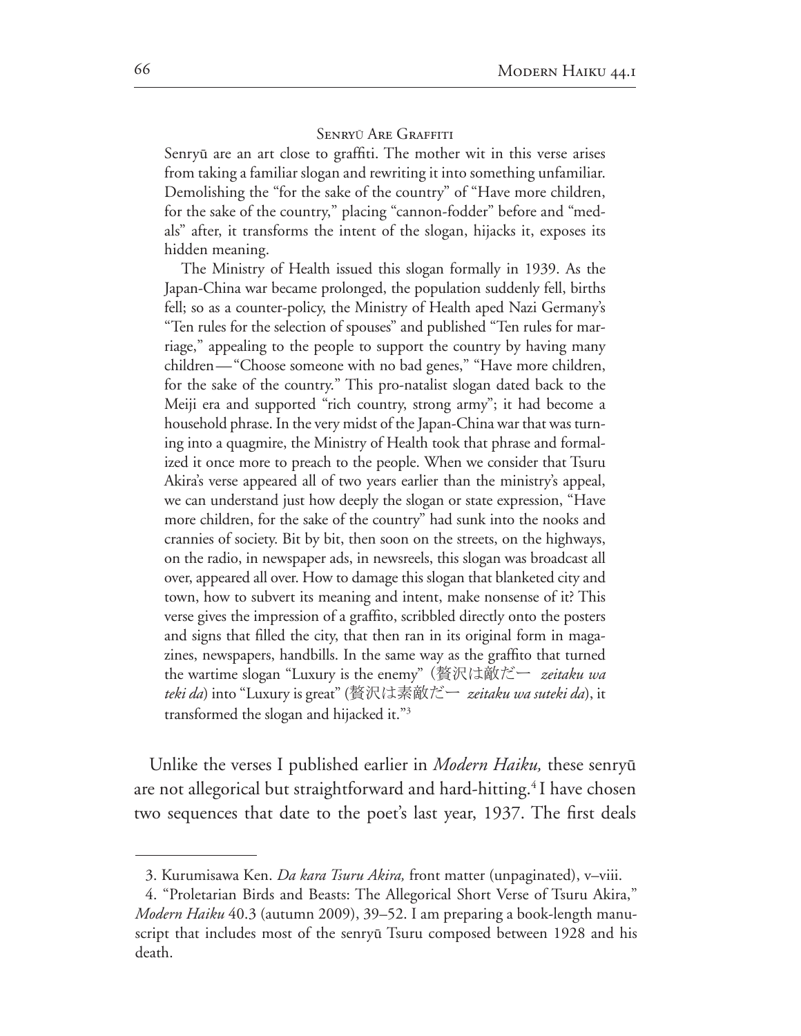### Senryū Are Graffiti

Senryū are an art close to graffiti. The mother wit in this verse arises from taking a familiar slogan and rewriting it into something unfamiliar. Demolishing the "for the sake of the country" of "Have more children, for the sake of the country," placing "cannon-fodder" before and "medals" after, it transforms the intent of the slogan, hijacks it, exposes its hidden meaning.

The Ministry of Health issued this slogan formally in 1939. As the Japan-China war became prolonged, the population suddenly fell, births fell; so as a counter-policy, the Ministry of Health aped Nazi Germany's "Ten rules for the selection of spouses" and published "Ten rules for marriage," appealing to the people to support the country by having many children—"Choose someone with no bad genes," "Have more children, for the sake of the country." This pro-natalist slogan dated back to the Meiji era and supported "rich country, strong army"; it had become a household phrase. In the very midst of the Japan-China war that was turning into a quagmire, the Ministry of Health took that phrase and formalized it once more to preach to the people. When we consider that Tsuru Akira's verse appeared all of two years earlier than the ministry's appeal, we can understand just how deeply the slogan or state expression, "Have more children, for the sake of the country" had sunk into the nooks and crannies of society. Bit by bit, then soon on the streets, on the highways, on the radio, in newspaper ads, in newsreels, this slogan was broadcast all over, appeared all over. How to damage this slogan that blanketed city and town, how to subvert its meaning and intent, make nonsense of it? This verse gives the impression of a graffito, scribbled directly onto the posters and signs that filled the city, that then ran in its original form in magazines, newspapers, handbills. In the same way as the graffito that turned the wartime slogan "Luxury is the enemy" (贅沢は敵だー *zeitaku wa teki da*) into "Luxury is great" (贅沢は素敵だー *zeitaku wa suteki da*), it transformed the slogan and hijacked it."[3]

Unlike the verses I published earlier in *Modern Haiku,* these senryū are not allegorical but straightforward and hard-hitting.[4] I have chosen two sequences that date to the poet's last year, 1937. The first deals

---

3. Kurumisawa Ken. *Da kara Tsuru Akira,* front matter (unpaginated), v–viii.

4. "Proletarian Birds and Beasts: The Allegorical Short Verse of Tsuru Akira," *Modern Haiku* 40.3 (autumn 2009), 39–52. I am preparing a book-length manuscript that includes most of the senryū Tsuru composed between 1928 and his death.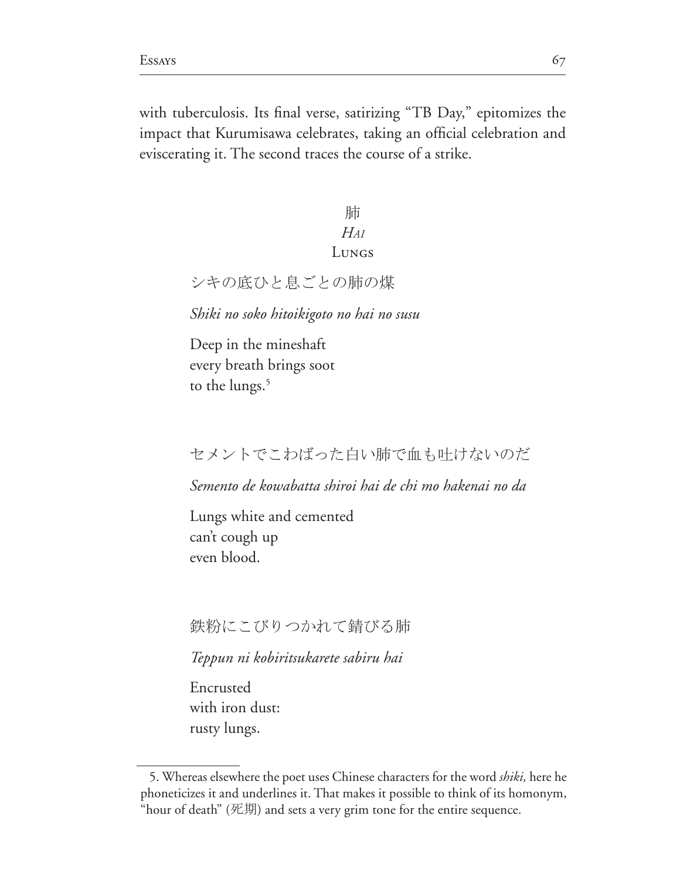with tuberculosis. Its final verse, satirizing "TB Day," epitomizes the impact that Kurumisawa celebrates, taking an official celebration and eviscerating it. The second traces the course of a strike.

### 肺
### *Hai*
### Lungs

シキの底ひと息ごとの肺の煤

*Shiki no soko hitoikigoto no hai no susu*

Deep in the mineshaft
every breath brings soot
to the lungs.[5]

セメントでこわばった白い肺で血も吐けないのだ

*Semento de kowabatta shiroi hai de chi mo hakenai no da*

Lungs white and cemented
can't cough up
even blood.

鉄粉にこびりつかれて錆びる肺

*Teppun ni kobiritsukarete sabiru hai*

Encrusted
with iron dust:
rusty lungs.

---

5. Whereas elsewhere the poet uses Chinese characters for the word *shiki,* here he phoneticizes it and underlines it. That makes it possible to think of its homonym, "hour of death" (死期) and sets a very grim tone for the entire sequence.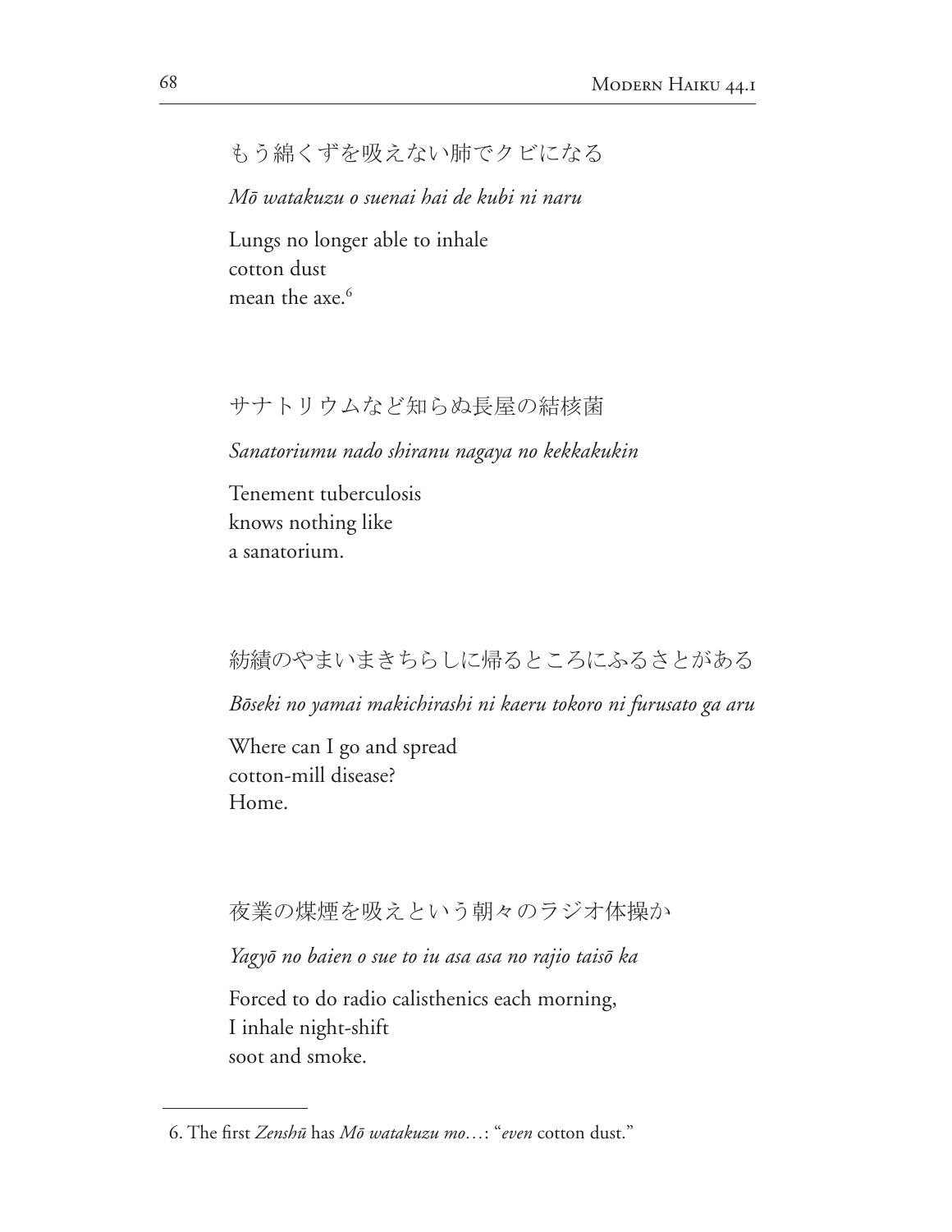もう綿くずを吸えない肺でクビになる

*Mō watakuzu o suenai hai de kubi ni naru*

Lungs no longer able to inhale
cotton dust
mean the axe.[6]

サナトリウムなど知らぬ長屋の結核菌

*Sanatoriumu nado shiranu nagaya no kekkakukin*

Tenement tuberculosis
knows nothing like
a sanatorium.

紡績のやまいまきちらしに帰るところにふるさとがある

*Bōseki no yamai makichirashi ni kaeru tokoro ni furusato ga aru*

Where can I go and spread
cotton-mill disease?
Home.

夜業の煤煙を吸えという朝々のラジオ体操か

*Yagyō no baien o sue to iu asa asa no rajio taisō ka*

Forced to do radio calisthenics each morning,
I inhale night-shift
soot and smoke.

---

6. The first *Zenshū* has *Mō watakuzu mo*…: "*even* cotton dust."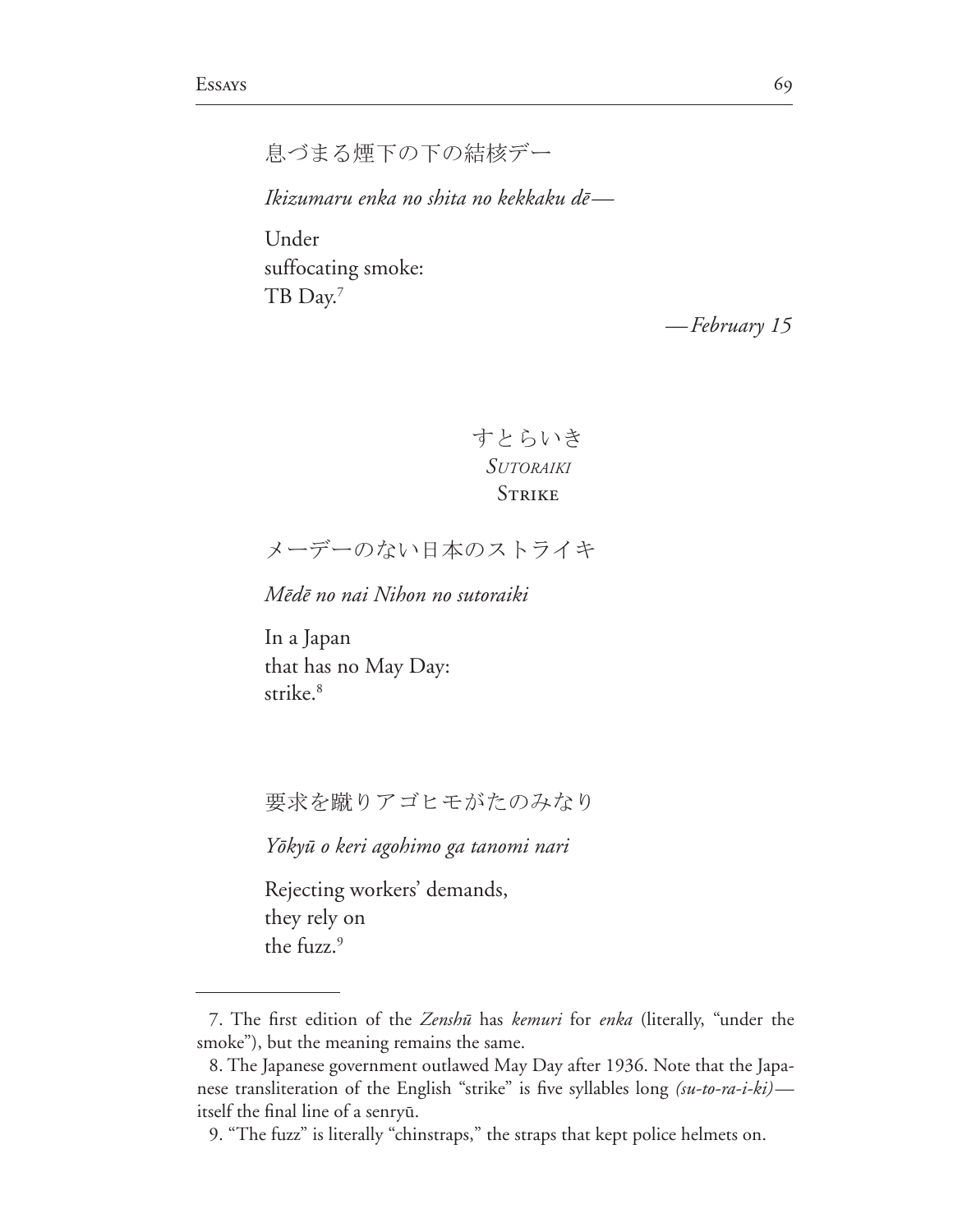息づまる煙下の下の結核デー

*Ikizumaru enka no shita no kekkaku dē—*

Under
suffocating smoke:
TB Day.[7]

*—February 15*

### すとらいき
### *Sutoraiki*
### Strike

メーデーのない日本のストライキ

*Mēdē no nai Nihon no sutoraiki*

In a Japan
that has no May Day:
strike.[8]

要求を蹴りアゴヒモがたのみなり

*Yōkyū o keri agohimo ga tanomi nari*

Rejecting workers' demands,
they rely on
the fuzz.[9]

---

7. The first edition of the *Zenshū* has *kemuri* for *enka* (literally, "under the smoke"), but the meaning remains the same.

8. The Japanese government outlawed May Day after 1936. Note that the Japanese transliteration of the English "strike" is five syllables long *(su-to-ra-i-ki)*—itself the final line of a senryū.

9. "The fuzz" is literally "chinstraps," the straps that kept police helmets on.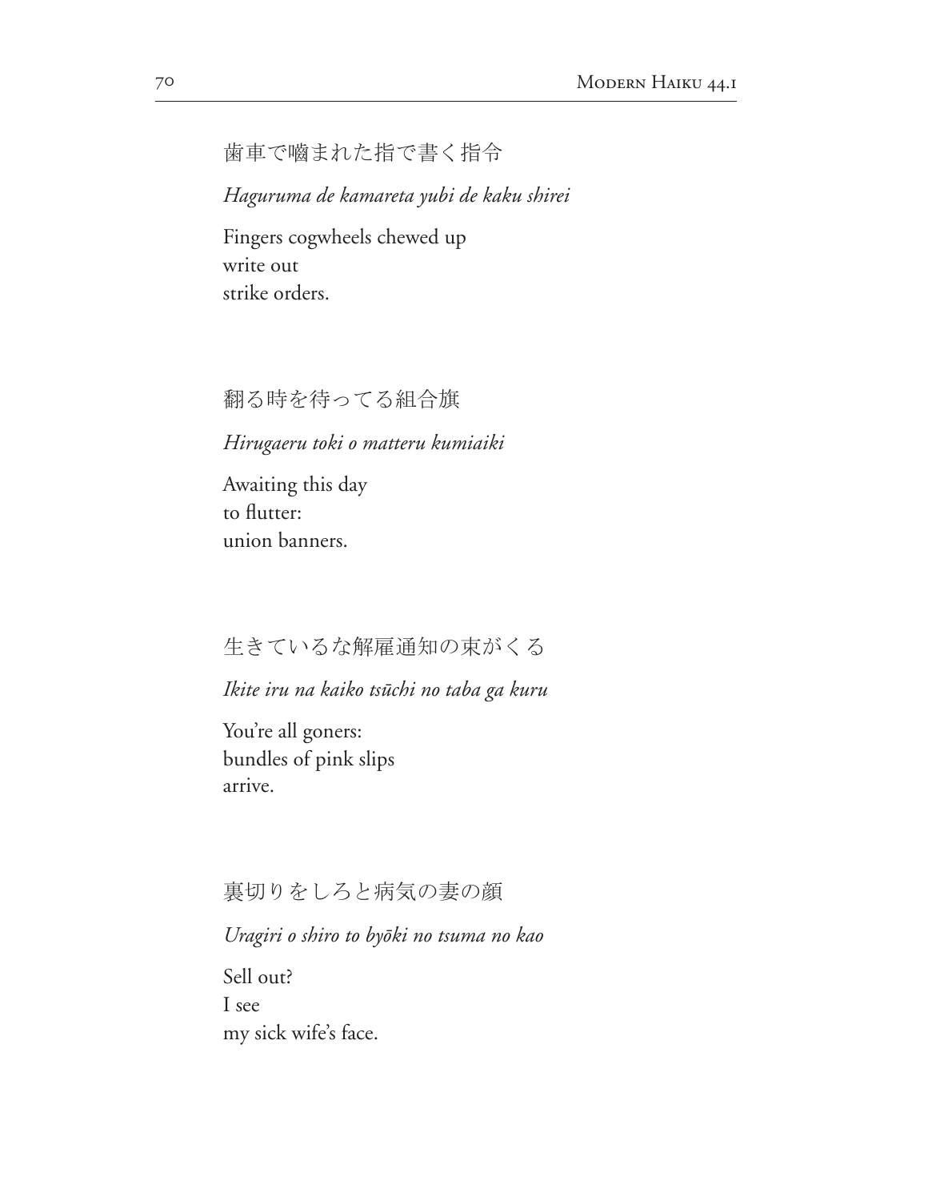歯車で嚙まれた指で書く指令

*Haguruma de kamareta yubi de kaku shirei*

Fingers cogwheels chewed up
write out
strike orders.

翻る時を待ってる組合旗

*Hirugaeru toki o matteru kumiaiki*

Awaiting this day
to flutter:
union banners.

生きているな解雇通知の束がくる

*Ikite iru na kaiko tsūchi no taba ga kuru*

You're all goners:
bundles of pink slips
arrive.

裏切りをしろと病気の妻の顔

*Uragiri o shiro to byōki no tsuma no kao*

Sell out?
I see
my sick wife's face.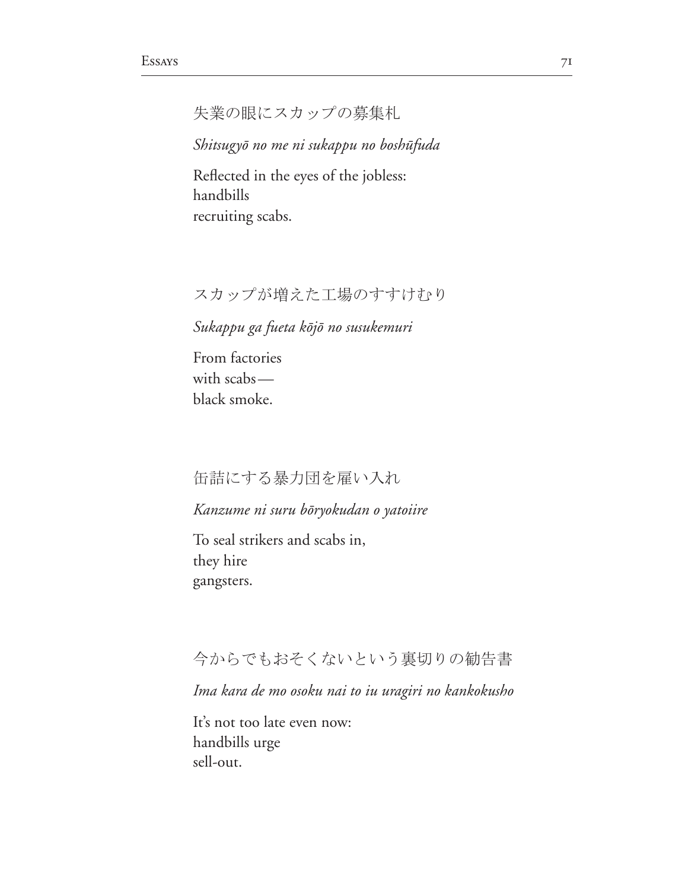失業の眼にスカップの募集札

*Shitsugyō no me ni sukappu no boshūfuda*

Reflected in the eyes of the jobless:  
handbills  
recruiting scabs.

スカップが増えた工場のすすけむり

*Sukappu ga fueta kōjō no susukemuri*

From factories  
with scabs—  
black smoke.

缶詰にする暴力団を雇い入れ

*Kanzume ni suru bōryokudan o yatoiire*

To seal strikers and scabs in,  
they hire  
gangsters.

今からでもおそくないという裏切りの勧告書

*Ima kara de mo osoku nai to iu uragiri no kankokusho*

It's not too late even now:  
handbills urge  
sell-out.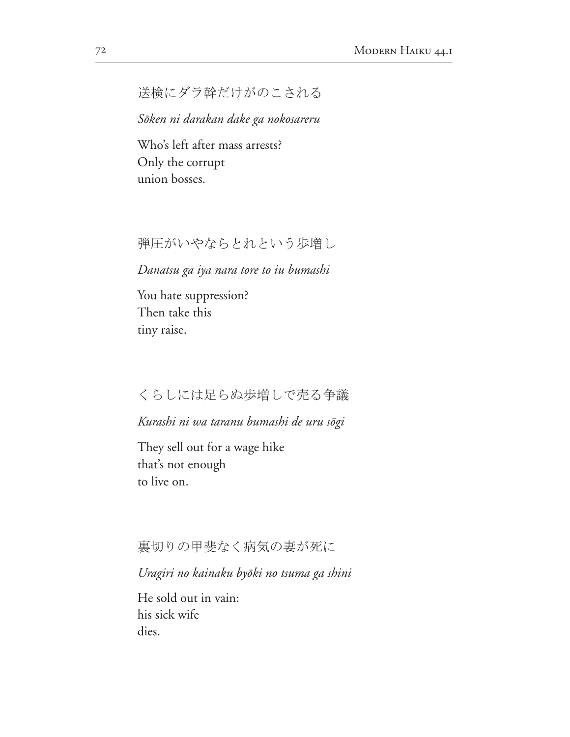送検にダラ幹だけがのこされる

*Sōken ni darakan dake ga nokosareru*

Who's left after mass arrests?
Only the corrupt
union bosses.

弾圧がいやならとれという歩増し

*Danatsu ga iya nara tore to iu bumashi*

You hate suppression?
Then take this
tiny raise.

くらしには足らぬ歩増しで売る争議

*Kurashi ni wa taranu bumashi de uru sōgi*

They sell out for a wage hike
that's not enough
to live on.

裏切りの甲斐なく病気の妻が死に

*Uragiri no kainaku byōki no tsuma ga shini*

He sold out in vain:
his sick wife
dies.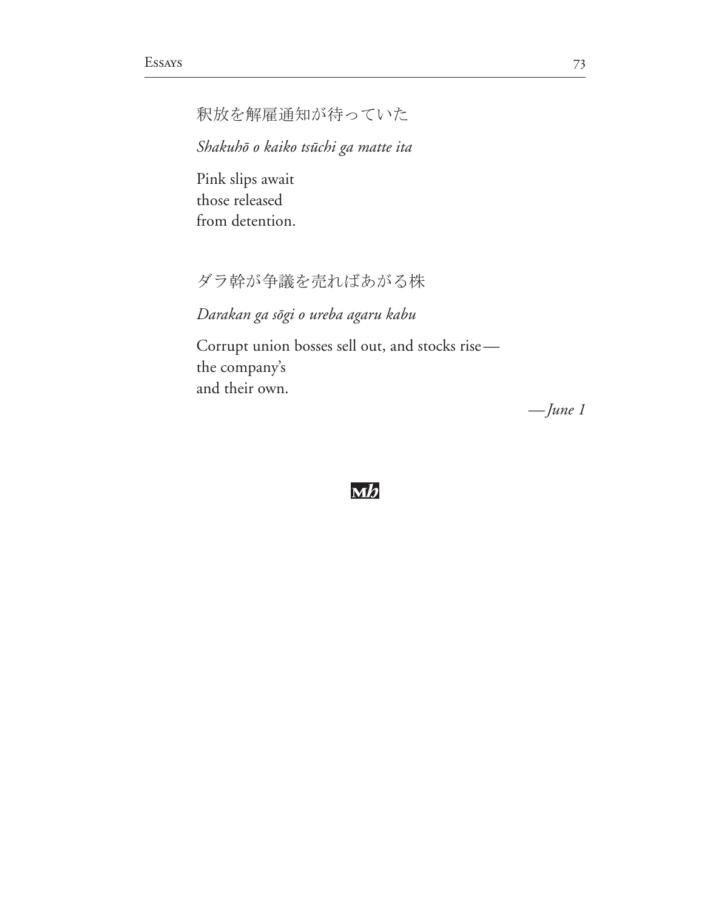釈放を解雇通知が待っていた

*Shakuhō o kaiko tsūchi ga matte ita*

Pink slips await  
those released  
from detention.

ダラ幹が争議を売ればあがる株

*Darakan ga sōgi o ureba agaru kabu*

Corrupt union bosses sell out, and stocks rise—  
the company's  
and their own.

—*June 1*

Mh